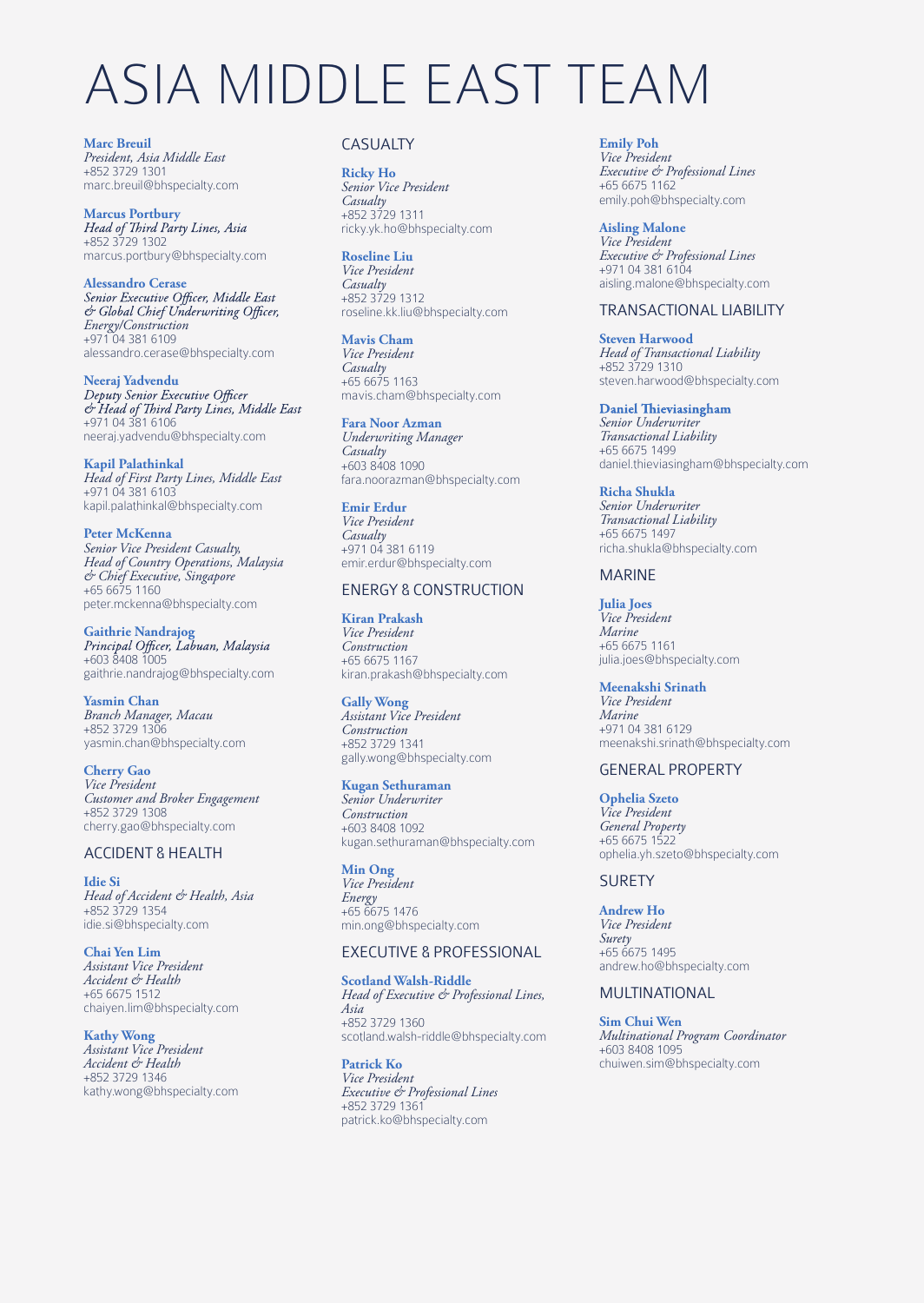# ASIA MIDDLE EAST TEAM

**Marc Breuil**
*President, Asia Middle East*
+852 3729 1301
marc.breuil@bhspecialty.com

**Marcus Portbury**
*Head of Third Party Lines, Asia*
+852 3729 1302
marcus.portbury@bhspecialty.com

**Alessandro Cerase**
*Senior Executive Officer, Middle East & Global Chief Underwriting Officer, Energy/Construction*
+971 04 381 6109
alessandro.cerase@bhspecialty.com

**Neeraj Yadvendu**
*Deputy Senior Executive Officer & Head of Third Party Lines, Middle East*
+971 04 381 6106
neeraj.yadvendu@bhspecialty.com

**Kapil Palathinkal**
*Head of First Party Lines, Middle East*
+971 04 381 6103
kapil.palathinkal@bhspecialty.com

**Peter McKenna**
*Senior Vice President Casualty, Head of Country Operations, Malaysia & Chief Executive, Singapore*
+65 6675 1160
peter.mckenna@bhspecialty.com

**Gaithrie Nandrajog**
*Principal Officer, Labuan, Malaysia*
+603 8408 1005
gaithrie.nandrajog@bhspecialty.com

**Yasmin Chan**
*Branch Manager, Macau*
+852 3729 1306
yasmin.chan@bhspecialty.com

**Cherry Gao**
*Vice President*
*Customer and Broker Engagement*
+852 3729 1308
cherry.gao@bhspecialty.com

## ACCIDENT & HEALTH

**Idie Si**
*Head of Accident & Health, Asia*
+852 3729 1354
idie.si@bhspecialty.com

**Chai Yen Lim**
*Assistant Vice President*
*Accident & Health*
+65 6675 1512
chaiyen.lim@bhspecialty.com

**Kathy Wong**
*Assistant Vice President*
*Accident & Health*
+852 3729 1346
kathy.wong@bhspecialty.com

## CASUALTY

**Ricky Ho**
*Senior Vice President*
*Casualty*
+852 3729 1311
ricky.yk.ho@bhspecialty.com

**Roseline Liu**
*Vice President*
*Casualty*
+852 3729 1312
roseline.kk.liu@bhspecialty.com

**Mavis Cham**
*Vice President*
*Casualty*
+65 6675 1163
mavis.cham@bhspecialty.com

**Fara Noor Azman**
*Underwriting Manager*
*Casualty*
+603 8408 1090
fara.noorazman@bhspecialty.com

**Emir Erdur**
*Vice President*
*Casualty*
+971 04 381 6119
emir.erdur@bhspecialty.com

## ENERGY & CONSTRUCTION

**Kiran Prakash**
*Vice President*
*Construction*
+65 6675 1167
kiran.prakash@bhspecialty.com

**Gally Wong**
*Assistant Vice President*
*Construction*
+852 3729 1341
gally.wong@bhspecialty.com

**Kugan Sethuraman**
*Senior Underwriter*
*Construction*
+603 8408 1092
kugan.sethuraman@bhspecialty.com

**Min Ong**
*Vice President*
*Energy*
+65 6675 1476
min.ong@bhspecialty.com

## EXECUTIVE & PROFESSIONAL

**Scotland Walsh-Riddle**
*Head of Executive & Professional Lines, Asia*
+852 3729 1360
scotland.walsh-riddle@bhspecialty.com

**Patrick Ko**
*Vice President*
*Executive & Professional Lines*
+852 3729 1361
patrick.ko@bhspecialty.com

**Emily Poh**
*Vice President*
*Executive & Professional Lines*
+65 6675 1162
emily.poh@bhspecialty.com

**Aisling Malone**
*Vice President*
*Executive & Professional Lines*
+971 04 381 6104
aisling.malone@bhspecialty.com

## TRANSACTIONAL LIABILITY

**Steven Harwood**
*Head of Transactional Liability*
+852 3729 1310
steven.harwood@bhspecialty.com

**Daniel Thieviasingham**
*Senior Underwriter*
*Transactional Liability*
+65 6675 1499
daniel.thieviasingham@bhspecialty.com

**Richa Shukla**
*Senior Underwriter*
*Transactional Liability*
+65 6675 1497
richa.shukla@bhspecialty.com

## MARINE

**Julia Joes**
*Vice President*
*Marine*
+65 6675 1161
julia.joes@bhspecialty.com

**Meenakshi Srinath**
*Vice President*
*Marine*
+971 04 381 6129
meenakshi.srinath@bhspecialty.com

## GENERAL PROPERTY

**Ophelia Szeto**
*Vice President*
*General Property*
+65 6675 1522
ophelia.yh.szeto@bhspecialty.com

## SURETY

**Andrew Ho**
*Vice President*
*Surety*
+65 6675 1495
andrew.ho@bhspecialty.com

## MULTINATIONAL

**Sim Chui Wen**
*Multinational Program Coordinator*
+603 8408 1095
chuiwen.sim@bhspecialty.com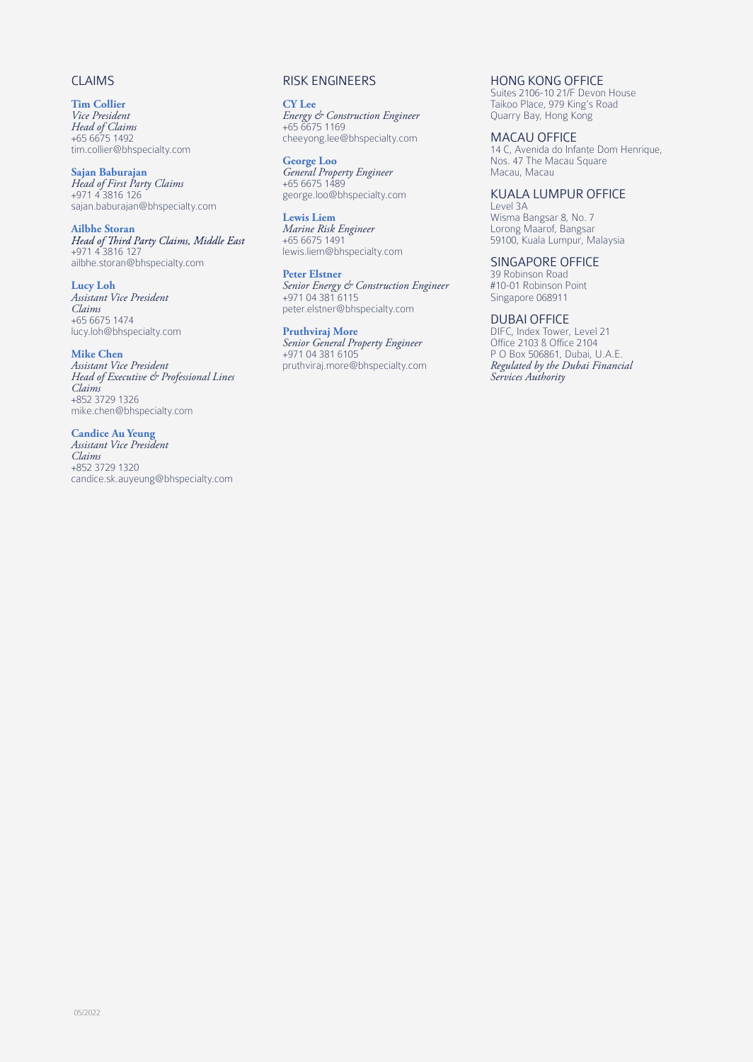## CLAIMS

**Tim Collier**
*Vice President*
*Head of Claims*
+65 6675 1492
tim.collier@bhspecialty.com

**Sajan Baburajan**
*Head of First Party Claims*
+971 4 3816 126
sajan.baburajan@bhspecialty.com

**Ailbhe Storan**
*Head of Third Party Claims, Middle East*
+971 4 3816 127
ailbhe.storan@bhspecialty.com

**Lucy Loh**
*Assistant Vice President*
*Claims*
+65 6675 1474
lucy.loh@bhspecialty.com

**Mike Chen**
*Assistant Vice President*
*Head of Executive & Professional Lines Claims*
+852 3729 1326
mike.chen@bhspecialty.com

**Candice Au Yeung**
*Assistant Vice President*
*Claims*
+852 3729 1320
candice.sk.auyeung@bhspecialty.com

## RISK ENGINEERS

**CY Lee**
*Energy & Construction Engineer*
+65 6675 1169
cheeyong.lee@bhspecialty.com

**George Loo**
*General Property Engineer*
+65 6675 1489
george.loo@bhspecialty.com

**Lewis Liem**
*Marine Risk Engineer*
+65 6675 1491
lewis.liem@bhspecialty.com

**Peter Elstner**
*Senior Energy & Construction Engineer*
+971 04 381 6115
peter.elstner@bhspecialty.com

**Pruthviraj More**
*Senior General Property Engineer*
+971 04 381 6105
pruthviraj.more@bhspecialty.com

## HONG KONG OFFICE

Suites 2106-10 21/F Devon House
Taikoo Place, 979 King's Road
Quarry Bay, Hong Kong

## MACAU OFFICE

14 C, Avenida do Infante Dom Henrique,
Nos. 47 The Macau Square
Macau, Macau

## KUALA LUMPUR OFFICE

Level 3A
Wisma Bangsar 8, No. 7
Lorong Maarof, Bangsar
59100, Kuala Lumpur, Malaysia

## SINGAPORE OFFICE

39 Robinson Road
#10-01 Robinson Point
Singapore 068911

## DUBAI OFFICE

DIFC, Index Tower, Level 21
Office 2103 & Office 2104
P O Box 506861, Dubai, U.A.E.
*Regulated by the Dubai Financial Services Authority*

05/2022